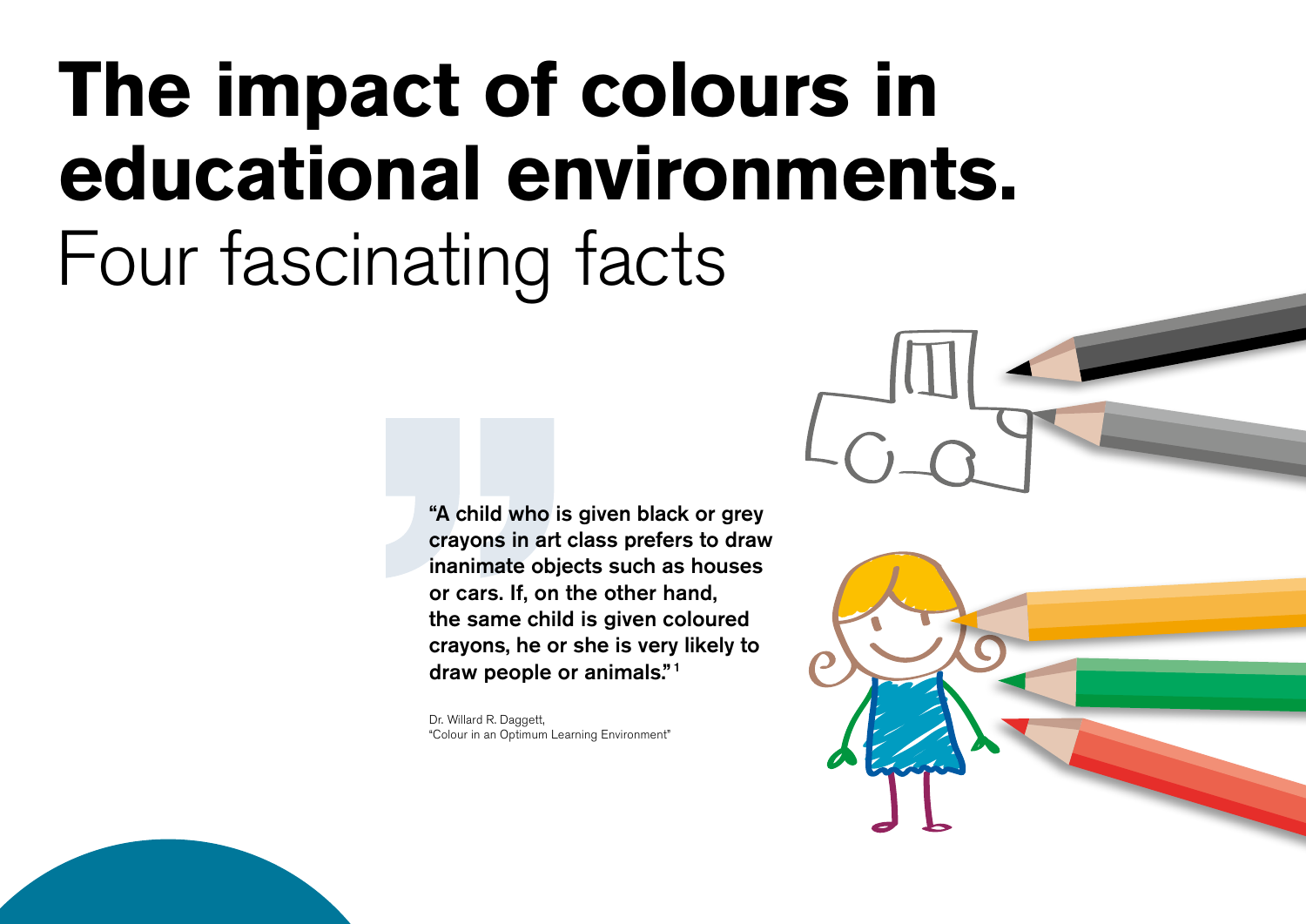# The impact of colours in educational environments.

## Four fascinating facts

> **"A child who is given black or grey crayons in art class prefers to draw inanimate objects such as houses or cars. If, on the other hand, the same child is given coloured crayons, he or she is very likely to draw people or animals."[1]**

Dr. Willard R. Daggett,
"Colour in an Optimum Learning Environment"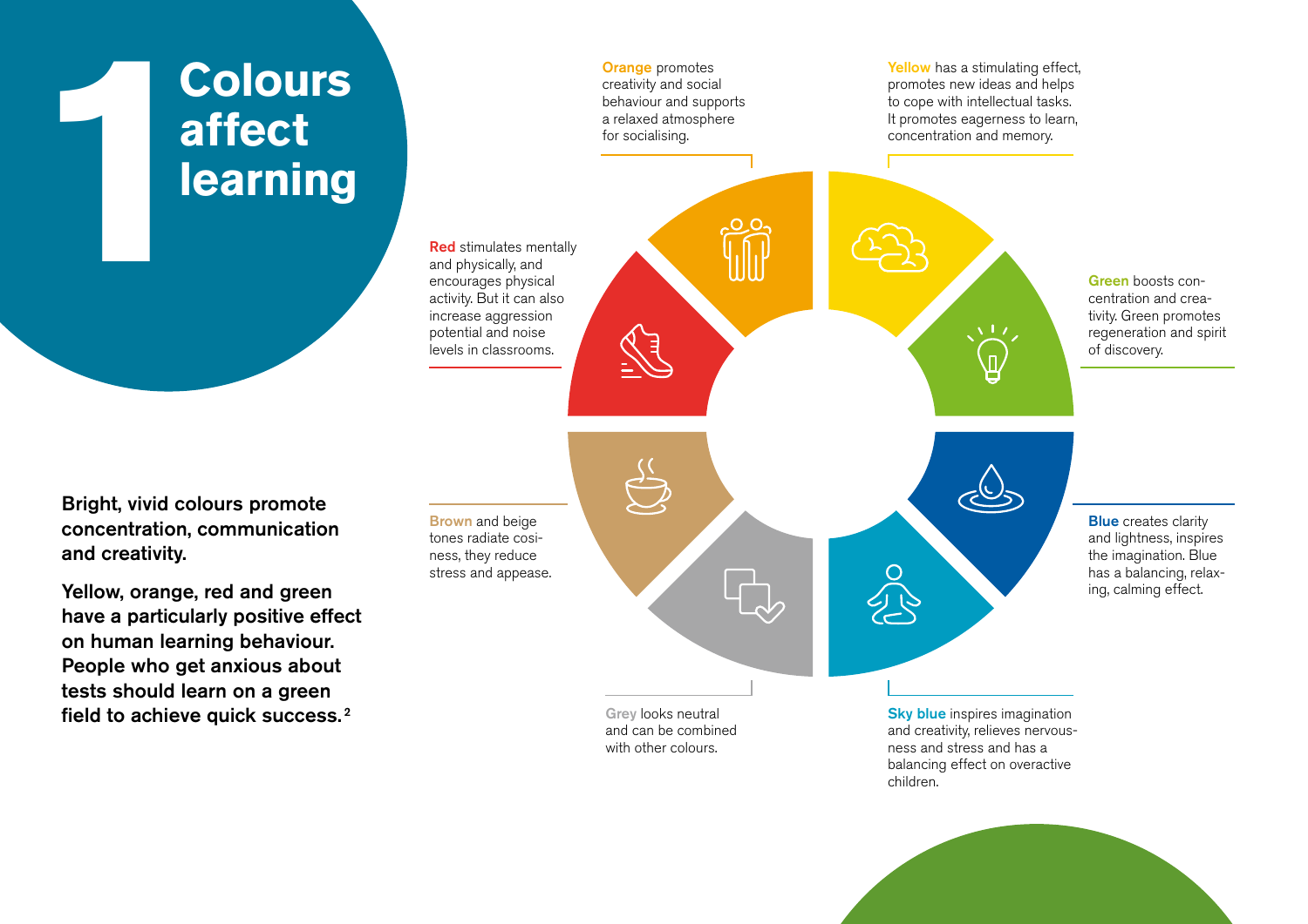# 1 Colours affect learning

**Bright, vivid colours promote concentration, communication and creativity.**

**Yellow, orange, red and green have a particularly positive effect on human learning behaviour. People who get anxious about tests should learn on a green field to achieve quick success.** [2]

**Orange** promotes creativity and social behaviour and supports a relaxed atmosphere for socialising.

**Yellow** has a stimulating effect, promotes new ideas and helps to cope with intellectual tasks. It promotes eagerness to learn, concentration and memory.

**Red** stimulates mentally and physically, and encourages physical activity. But it can also increase aggression potential and noise levels in classrooms.

**Green** boosts concentration and creativity. Green promotes regeneration and spirit of discovery.

**Brown** and beige tones radiate cosiness, they reduce stress and appease.

**Blue** creates clarity and lightness, inspires the imagination. Blue has a balancing, relaxing, calming effect.

**Grey** looks neutral and can be combined with other colours.

**Sky blue** inspires imagination and creativity, relieves nervousness and stress and has a balancing effect on overactive children.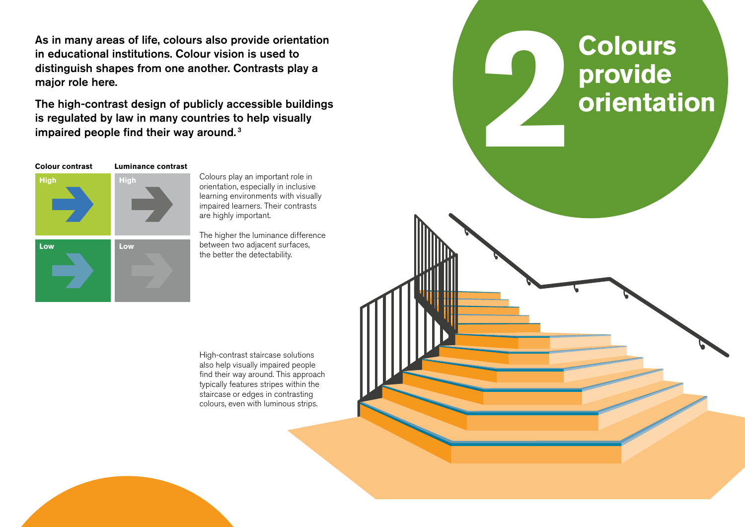# 2 Colours provide orientation

**As in many areas of life, colours also provide orientation in educational institutions. Colour vision is used to distinguish shapes from one another. Contrasts play a major role here.**

**The high-contrast design of publicly accessible buildings is regulated by law in many countries to help visually impaired people find their way around.[3]**

| Colour contrast | Luminance contrast |
|---|---|
| High | High |
| Low | Low |

Colours play an important role in orientation, especially in inclusive learning environments with visually impaired learners. Their contrasts are highly important.

The higher the luminance difference between two adjacent surfaces, the better the detectability.

High-contrast staircase solutions also help visually impaired people find their way around. This approach typically features stripes within the staircase or edges in contrasting colours, even with luminous strips.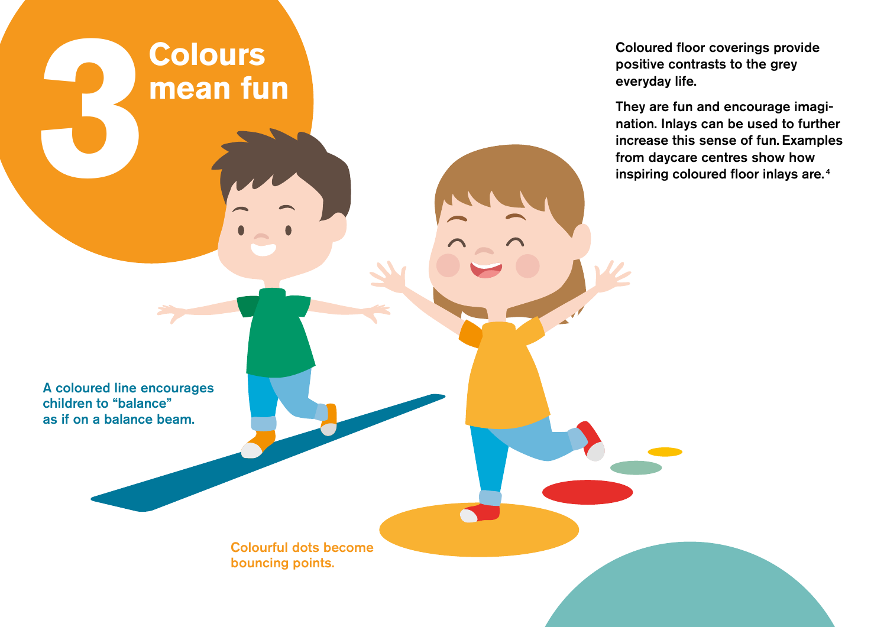# 3 Colours mean fun

Coloured floor coverings provide positive contrasts to the grey everyday life.

They are fun and encourage imagination. Inlays can be used to further increase this sense of fun. Examples from daycare centres show how inspiring coloured floor inlays are.[4]

A coloured line encourages children to "balance" as if on a balance beam.

Colourful dots become bouncing points.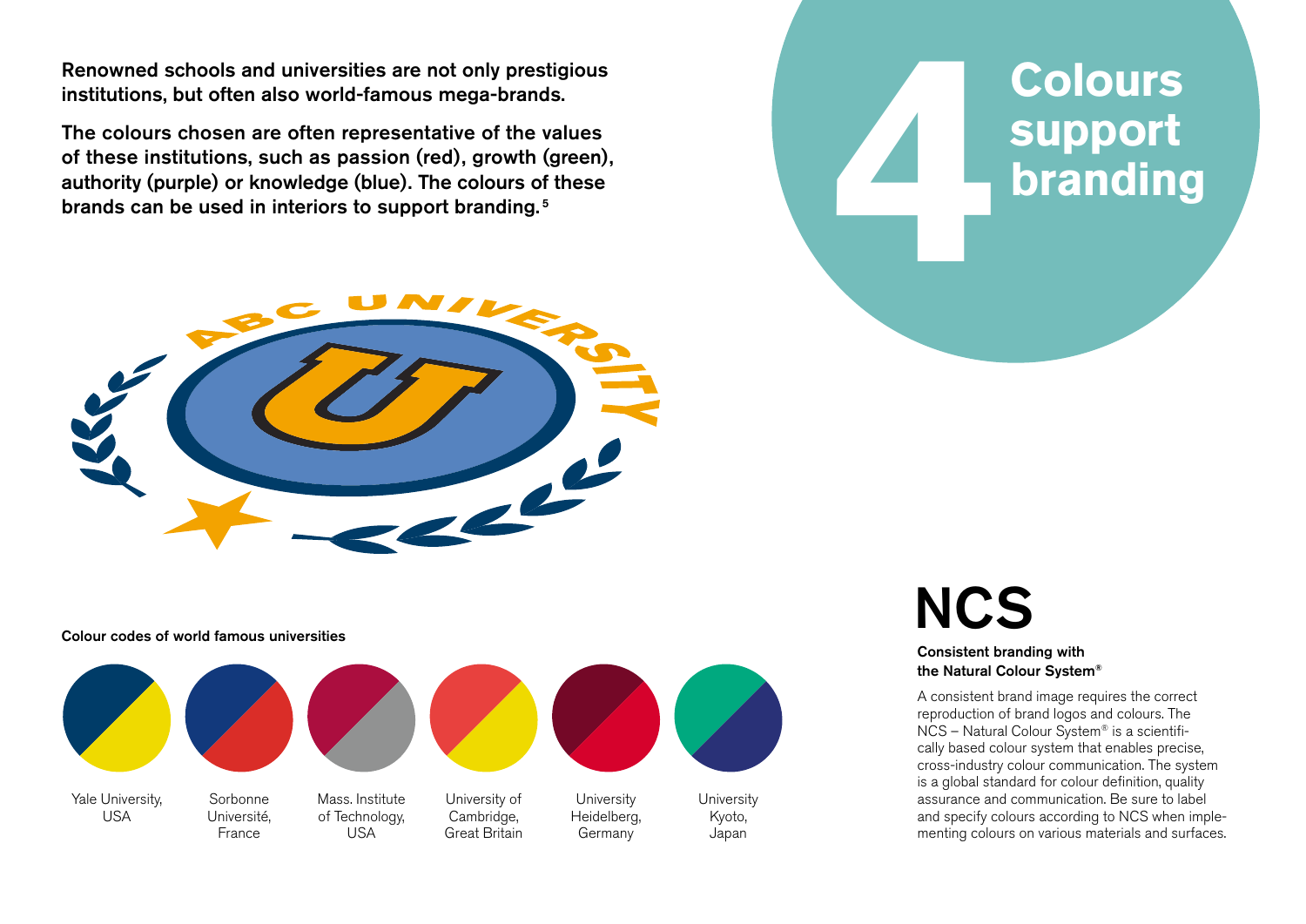# 4 Colours support branding

**Renowned schools and universities are not only prestigious institutions, but often also world-famous mega-brands.**

**The colours chosen are often representative of the values of these institutions, such as passion (red), growth (green), authority (purple) or knowledge (blue). The colours of these brands can be used in interiors to support branding.**[5]

**Colour codes of world famous universities**

Yale University, USA

Sorbonne Université, France

Mass. Institute of Technology, USA

University of Cambridge, Great Britain

University Heidelberg, Germany

University Kyoto, Japan

# NCS

**Consistent branding with the Natural Colour System®**

A consistent brand image requires the correct reproduction of brand logos and colours. The NCS – Natural Colour System® is a scientifically based colour system that enables precise, cross-industry colour communication. The system is a global standard for colour definition, quality assurance and communication. Be sure to label and specify colours according to NCS when implementing colours on various materials and surfaces.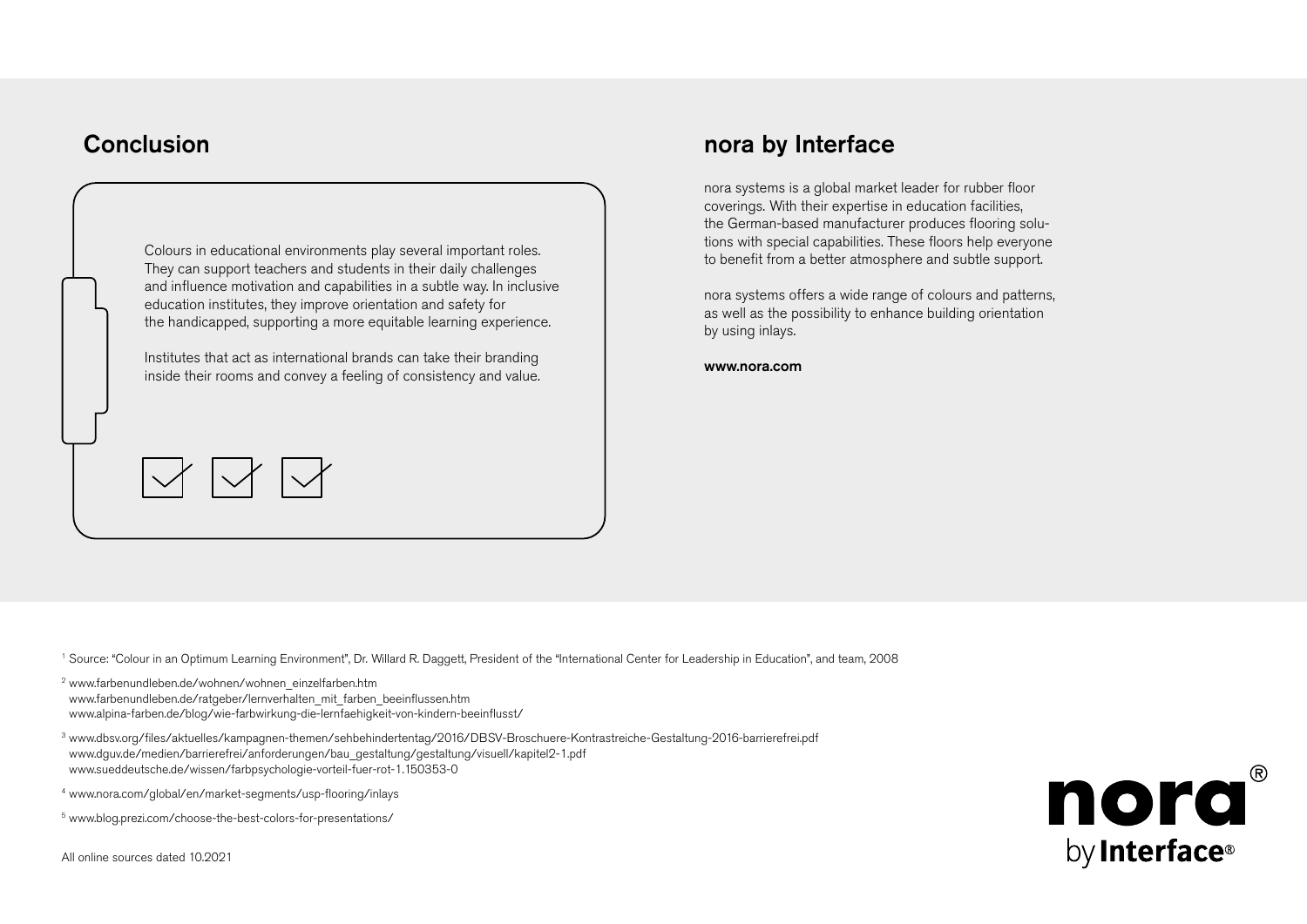## Conclusion

Colours in educational environments play several important roles. They can support teachers and students in their daily challenges and influence motivation and capabilities in a subtle way. In inclusive education institutes, they improve orientation and safety for the handicapped, supporting a more equitable learning experience.

Institutes that act as international brands can take their branding inside their rooms and convey a feeling of consistency and value.

## nora by Interface

nora systems is a global market leader for rubber floor coverings. With their expertise in education facilities, the German-based manufacturer produces flooring solutions with special capabilities. These floors help everyone to benefit from a better atmosphere and subtle support.

nora systems offers a wide range of colours and patterns, as well as the possibility to enhance building orientation by using inlays.

**www.nora.com**

[1] Source: "Colour in an Optimum Learning Environment", Dr. Willard R. Daggett, President of the "International Center for Leadership in Education", and team, 2008

[2] www.farbenundleben.de/wohnen/wohnen_einzelfarben.htm
www.farbenundleben.de/ratgeber/lernverhalten_mit_farben_beeinflussen.htm
www.alpina-farben.de/blog/wie-farbwirkung-die-lernfaehigkeit-von-kindern-beeinflusst/

[3] www.dbsv.org/files/aktuelles/kampagnen-themen/sehbehindertentag/2016/DBSV-Broschuere-Kontrastreiche-Gestaltung-2016-barrierefrei.pdf
www.dguv.de/medien/barrierefrei/anforderungen/bau_gestaltung/gestaltung/visuell/kapitel2-1.pdf
www.sueddeutsche.de/wissen/farbpsychologie-vorteil-fuer-rot-1.150353-0

[4] www.nora.com/global/en/market-segments/usp-flooring/inlays

[5] www.blog.prezi.com/choose-the-best-colors-for-presentations/

All online sources dated 10.2021

nora® by Interface®